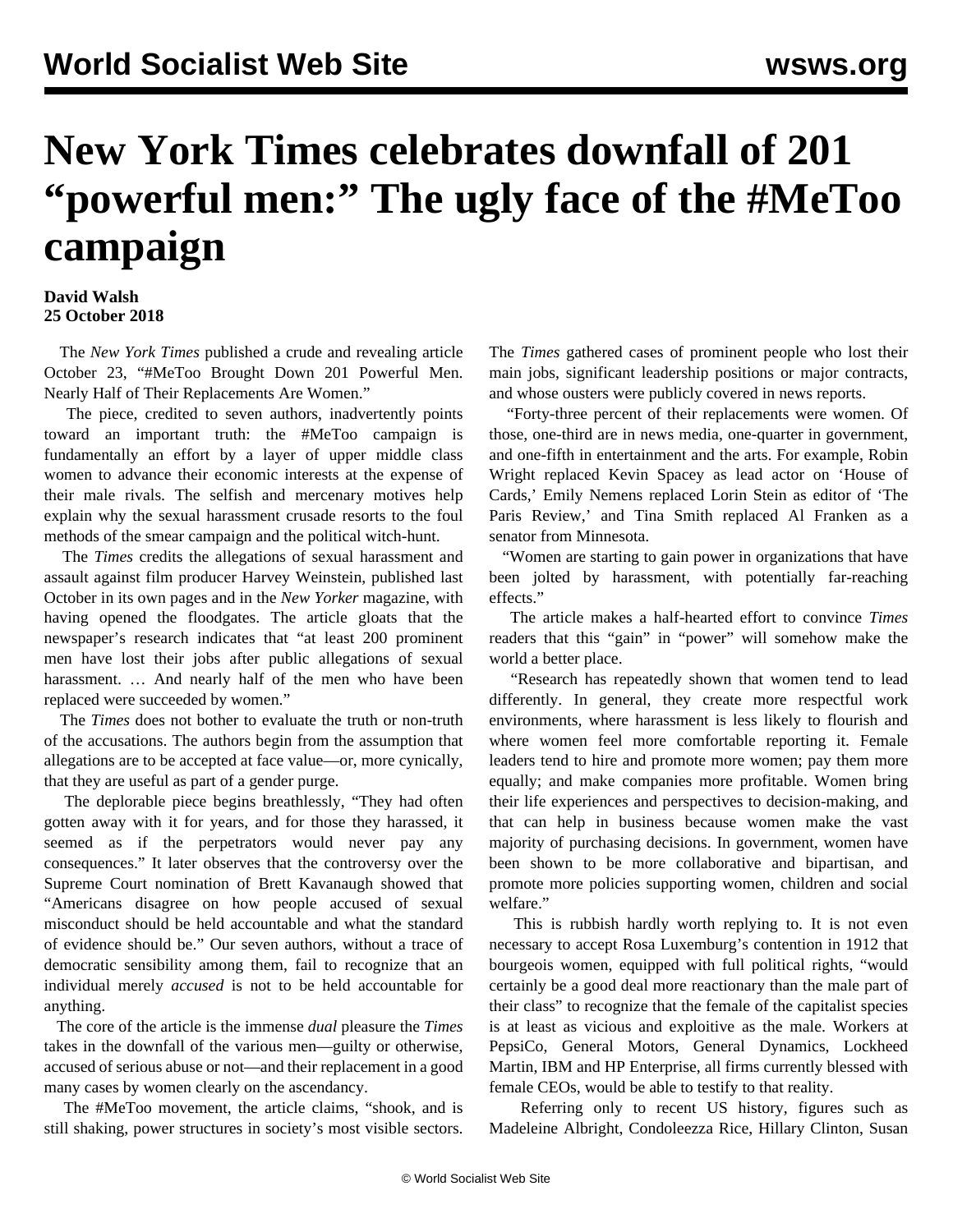# New York Times celebrates downfall of 201 "powerful men:" The ugly face of the #MeToo campaign

**David Walsh**
**25 October 2018**

The *New York Times* published a crude and revealing article October 23, "#MeToo Brought Down 201 Powerful Men. Nearly Half of Their Replacements Are Women."

The piece, credited to seven authors, inadvertently points toward an important truth: the #MeToo campaign is fundamentally an effort by a layer of upper middle class women to advance their economic interests at the expense of their male rivals. The selfish and mercenary motives help explain why the sexual harassment crusade resorts to the foul methods of the smear campaign and the political witch-hunt.

The *Times* credits the allegations of sexual harassment and assault against film producer Harvey Weinstein, published last October in its own pages and in the *New Yorker* magazine, with having opened the floodgates. The article gloats that the newspaper's research indicates that "at least 200 prominent men have lost their jobs after public allegations of sexual harassment. … And nearly half of the men who have been replaced were succeeded by women."

The *Times* does not bother to evaluate the truth or non-truth of the accusations. The authors begin from the assumption that allegations are to be accepted at face value—or, more cynically, that they are useful as part of a gender purge.

The deplorable piece begins breathlessly, "They had often gotten away with it for years, and for those they harassed, it seemed as if the perpetrators would never pay any consequences." It later observes that the controversy over the Supreme Court nomination of Brett Kavanaugh showed that "Americans disagree on how people accused of sexual misconduct should be held accountable and what the standard of evidence should be." Our seven authors, without a trace of democratic sensibility among them, fail to recognize that an individual merely *accused* is not to be held accountable for anything.

The core of the article is the immense *dual* pleasure the *Times* takes in the downfall of the various men—guilty or otherwise, accused of serious abuse or not—and their replacement in a good many cases by women clearly on the ascendancy.

The #MeToo movement, the article claims, "shook, and is still shaking, power structures in society's most visible sectors. The *Times* gathered cases of prominent people who lost their main jobs, significant leadership positions or major contracts, and whose ousters were publicly covered in news reports.

"Forty-three percent of their replacements were women. Of those, one-third are in news media, one-quarter in government, and one-fifth in entertainment and the arts. For example, Robin Wright replaced Kevin Spacey as lead actor on 'House of Cards,' Emily Nemens replaced Lorin Stein as editor of 'The Paris Review,' and Tina Smith replaced Al Franken as a senator from Minnesota.

"Women are starting to gain power in organizations that have been jolted by harassment, with potentially far-reaching effects."

The article makes a half-hearted effort to convince *Times* readers that this "gain" in "power" will somehow make the world a better place.

"Research has repeatedly shown that women tend to lead differently. In general, they create more respectful work environments, where harassment is less likely to flourish and where women feel more comfortable reporting it. Female leaders tend to hire and promote more women; pay them more equally; and make companies more profitable. Women bring their life experiences and perspectives to decision-making, and that can help in business because women make the vast majority of purchasing decisions. In government, women have been shown to be more collaborative and bipartisan, and promote more policies supporting women, children and social welfare."

This is rubbish hardly worth replying to. It is not even necessary to accept Rosa Luxemburg's contention in 1912 that bourgeois women, equipped with full political rights, "would certainly be a good deal more reactionary than the male part of their class" to recognize that the female of the capitalist species is at least as vicious and exploitive as the male. Workers at PepsiCo, General Motors, General Dynamics, Lockheed Martin, IBM and HP Enterprise, all firms currently blessed with female CEOs, would be able to testify to that reality.

Referring only to recent US history, figures such as Madeleine Albright, Condoleezza Rice, Hillary Clinton, Susan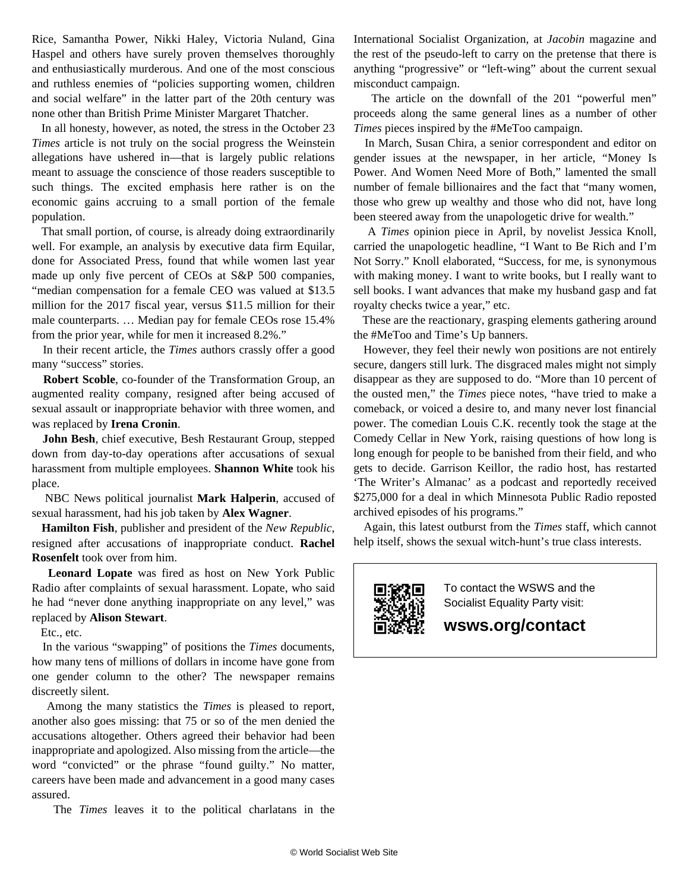Rice, Samantha Power, Nikki Haley, Victoria Nuland, Gina Haspel and others have surely proven themselves thoroughly and enthusiastically murderous. And one of the most conscious and ruthless enemies of "policies supporting women, children and social welfare" in the latter part of the 20th century was none other than British Prime Minister Margaret Thatcher.

In all honesty, however, as noted, the stress in the October 23 *Times* article is not truly on the social progress the Weinstein allegations have ushered in—that is largely public relations meant to assuage the conscience of those readers susceptible to such things. The excited emphasis here rather is on the economic gains accruing to a small portion of the female population.

That small portion, of course, is already doing extraordinarily well. For example, an analysis by executive data firm Equilar, done for Associated Press, found that while women last year made up only five percent of CEOs at S&P 500 companies, "median compensation for a female CEO was valued at $13.5 million for the 2017 fiscal year, versus $11.5 million for their male counterparts. … Median pay for female CEOs rose 15.4% from the prior year, while for men it increased 8.2%."

In their recent article, the *Times* authors crassly offer a good many "success" stories.

**Robert Scoble**, co-founder of the Transformation Group, an augmented reality company, resigned after being accused of sexual assault or inappropriate behavior with three women, and was replaced by **Irena Cronin**.

**John Besh**, chief executive, Besh Restaurant Group, stepped down from day-to-day operations after accusations of sexual harassment from multiple employees. **Shannon White** took his place.

NBC News political journalist **Mark Halperin**, accused of sexual harassment, had his job taken by **Alex Wagner**.

**Hamilton Fish**, publisher and president of the *New Republic*, resigned after accusations of inappropriate conduct. **Rachel Rosenfelt** took over from him.

**Leonard Lopate** was fired as host on New York Public Radio after complaints of sexual harassment. Lopate, who said he had "never done anything inappropriate on any level," was replaced by **Alison Stewart**.

Etc., etc.

In the various "swapping" of positions the *Times* documents, how many tens of millions of dollars in income have gone from one gender column to the other? The newspaper remains discreetly silent.

Among the many statistics the *Times* is pleased to report, another also goes missing: that 75 or so of the men denied the accusations altogether. Others agreed their behavior had been inappropriate and apologized. Also missing from the article—the word "convicted" or the phrase "found guilty." No matter, careers have been made and advancement in a good many cases assured.

The *Times* leaves it to the political charlatans in the International Socialist Organization, at *Jacobin* magazine and the rest of the pseudo-left to carry on the pretense that there is anything "progressive" or "left-wing" about the current sexual misconduct campaign.

The article on the downfall of the 201 "powerful men" proceeds along the same general lines as a number of other *Times* pieces inspired by the #MeToo campaign.

In March, Susan Chira, a senior correspondent and editor on gender issues at the newspaper, in her article, "Money Is Power. And Women Need More of Both," lamented the small number of female billionaires and the fact that "many women, those who grew up wealthy and those who did not, have long been steered away from the unapologetic drive for wealth."

A *Times* opinion piece in April, by novelist Jessica Knoll, carried the unapologetic headline, "I Want to Be Rich and I'm Not Sorry." Knoll elaborated, "Success, for me, is synonymous with making money. I want to write books, but I really want to sell books. I want advances that make my husband gasp and fat royalty checks twice a year," etc.

These are the reactionary, grasping elements gathering around the #MeToo and Time's Up banners.

However, they feel their newly won positions are not entirely secure, dangers still lurk. The disgraced males might not simply disappear as they are supposed to do. "More than 10 percent of the ousted men," the *Times* piece notes, "have tried to make a comeback, or voiced a desire to, and many never lost financial power. The comedian Louis C.K. recently took the stage at the Comedy Cellar in New York, raising questions of how long is long enough for people to be banished from their field, and who gets to decide. Garrison Keillor, the radio host, has restarted 'The Writer's Almanac' as a podcast and reportedly received $275,000 for a deal in which Minnesota Public Radio reposted archived episodes of his programs."

Again, this latest outburst from the *Times* staff, which cannot help itself, shows the sexual witch-hunt's true class interests.

To contact the WSWS and the Socialist Equality Party visit:

**wsws.org/contact**